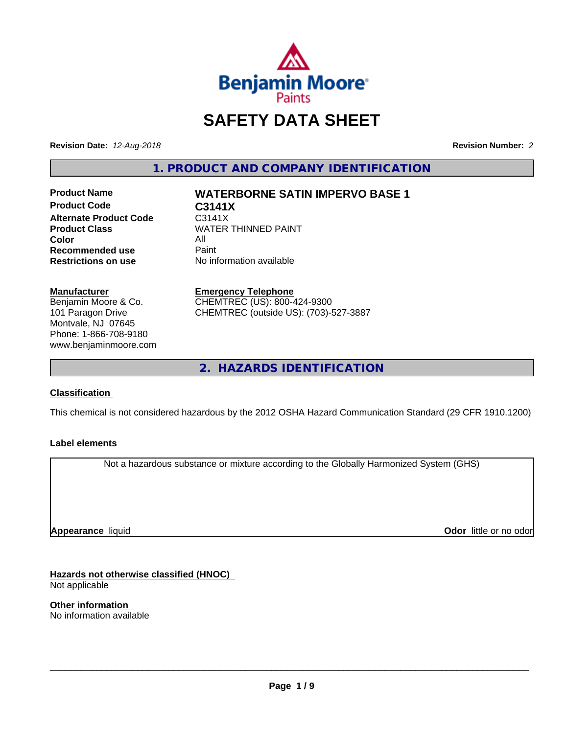# SAFETY DATA SHEET

**Revision Date:** *12-Aug-2018* **Revision Number:** *2*

## 1. PRODUCT AND COMPANY IDENTIFICATION

| | |
|---|---|
| **Product Name** | **WATERBORNE SATIN IMPERVO BASE 1** |
| **Product Code** | **C3141X** |
| **Alternate Product Code** | C3141X |
| **Product Class** | WATER THINNED PAINT |
| **Color** | All |
| **Recommended use** | Paint |
| **Restrictions on use** | No information available |

**Manufacturer**
Benjamin Moore & Co.
101 Paragon Drive
Montvale, NJ 07645
Phone: 1-866-708-9180
www.benjaminmoore.com

**Emergency Telephone**
CHEMTREC (US): 800-424-9300
CHEMTREC (outside US): (703)-527-3887

## 2. HAZARDS IDENTIFICATION

**Classification**

This chemical is not considered hazardous by the 2012 OSHA Hazard Communication Standard (29 CFR 1910.1200)

**Label elements**

Not a hazardous substance or mixture according to the Globally Harmonized System (GHS)

**Appearance** liquid **Odor** little or no odor

**Hazards not otherwise classified (HNOC)**
Not applicable

**Other information**
No information available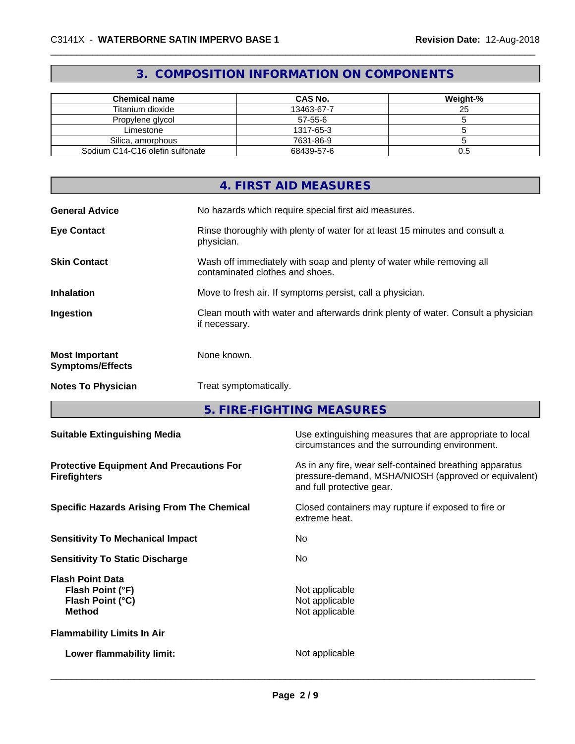## 3. COMPOSITION INFORMATION ON COMPONENTS

| Chemical name | CAS No. | Weight-% |
|---|---|---|
| Titanium dioxide | 13463-67-7 | 25 |
| Propylene glycol | 57-55-6 | 5 |
| Limestone | 1317-65-3 | 5 |
| Silica, amorphous | 7631-86-9 | 5 |
| Sodium C14-C16 olefin sulfonate | 68439-57-6 | 0.5 |

## 4. FIRST AID MEASURES

**General Advice** No hazards which require special first aid measures.

**Eye Contact** Rinse thoroughly with plenty of water for at least 15 minutes and consult a physician.

**Skin Contact** Wash off immediately with soap and plenty of water while removing all contaminated clothes and shoes.

**Inhalation** Move to fresh air. If symptoms persist, call a physician.

**Ingestion** Clean mouth with water and afterwards drink plenty of water. Consult a physician if necessary.

**Most Important Symptoms/Effects** None known.

**Notes To Physician** Treat symptomatically.

## 5. FIRE-FIGHTING MEASURES

**Suitable Extinguishing Media** Use extinguishing measures that are appropriate to local circumstances and the surrounding environment.

**Protective Equipment And Precautions For Firefighters** As in any fire, wear self-contained breathing apparatus pressure-demand, MSHA/NIOSH (approved or equivalent) and full protective gear.

**Specific Hazards Arising From The Chemical** Closed containers may rupture if exposed to fire or extreme heat.

**Sensitivity To Mechanical Impact** No

**Sensitivity To Static Discharge** No

**Flash Point Data**
**Flash Point (°F)** Not applicable
**Flash Point (°C)** Not applicable
**Method** Not applicable

**Flammability Limits In Air**

**Lower flammability limit:** Not applicable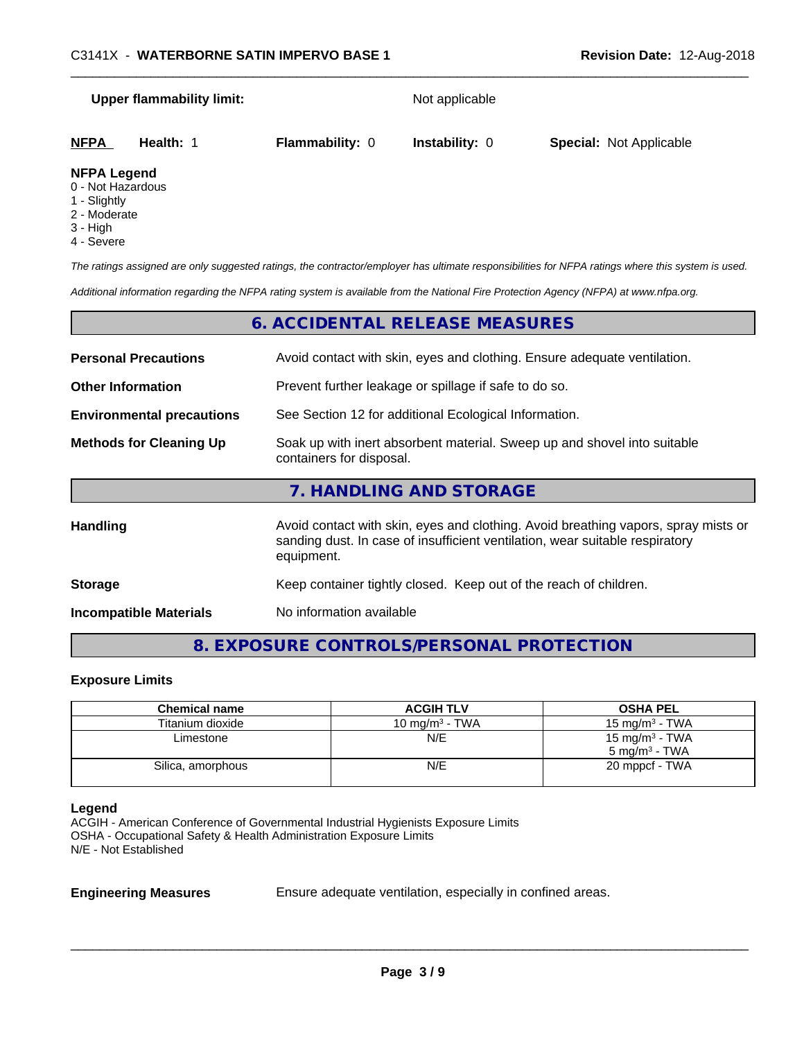**Upper flammability limit:** Not applicable

| **NFPA** | **Health:** 1 | **Flammability:** 0 | **Instability:** 0 | **Special:** Not Applicable |
|---|---|---|---|---|

**NFPA Legend**
0 - Not Hazardous
1 - Slightly
2 - Moderate
3 - High
4 - Severe

*The ratings assigned are only suggested ratings, the contractor/employer has ultimate responsibilities for NFPA ratings where this system is used.*

*Additional information regarding the NFPA rating system is available from the National Fire Protection Agency (NFPA) at www.nfpa.org.*

## 6. ACCIDENTAL RELEASE MEASURES

**Personal Precautions** Avoid contact with skin, eyes and clothing. Ensure adequate ventilation.

**Other Information** Prevent further leakage or spillage if safe to do so.

**Environmental precautions** See Section 12 for additional Ecological Information.

**Methods for Cleaning Up** Soak up with inert absorbent material. Sweep up and shovel into suitable containers for disposal.

## 7. HANDLING AND STORAGE

**Handling** Avoid contact with skin, eyes and clothing. Avoid breathing vapors, spray mists or sanding dust. In case of insufficient ventilation, wear suitable respiratory equipment.

**Storage** Keep container tightly closed. Keep out of the reach of children.

**Incompatible Materials** No information available

## 8. EXPOSURE CONTROLS/PERSONAL PROTECTION

### Exposure Limits

| Chemical name | ACGIH TLV | OSHA PEL |
|---|---|---|
| Titanium dioxide | 10 mg/m$^3$ - TWA | 15 mg/m$^3$ - TWA |
| Limestone | N/E | 15 mg/m$^3$ - TWA<br>5 mg/m$^3$ - TWA |
| Silica, amorphous | N/E | 20 mppcf - TWA |

**Legend**
ACGIH - American Conference of Governmental Industrial Hygienists Exposure Limits
OSHA - Occupational Safety & Health Administration Exposure Limits
N/E - Not Established

**Engineering Measures** Ensure adequate ventilation, especially in confined areas.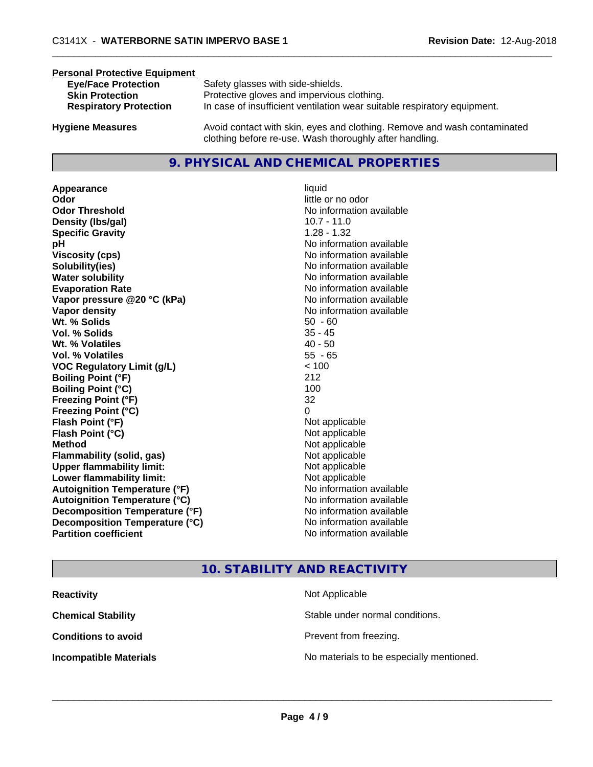**Personal Protective Equipment**

| | |
|---|---|
| **Eye/Face Protection** | Safety glasses with side-shields. |
| **Skin Protection** | Protective gloves and impervious clothing. |
| **Respiratory Protection** | In case of insufficient ventilation wear suitable respiratory equipment. |

| | |
|---|---|
| **Hygiene Measures** | Avoid contact with skin, eyes and clothing. Remove and wash contaminated clothing before re-use. Wash thoroughly after handling. |

## 9. PHYSICAL AND CHEMICAL PROPERTIES

| | |
|---|---|
| **Appearance** | liquid |
| **Odor** | little or no odor |
| **Odor Threshold** | No information available |
| **Density (lbs/gal)** | 10.7 - 11.0 |
| **Specific Gravity** | 1.28 - 1.32 |
| **pH** | No information available |
| **Viscosity (cps)** | No information available |
| **Solubility(ies)** | No information available |
| **Water solubility** | No information available |
| **Evaporation Rate** | No information available |
| **Vapor pressure @20 °C (kPa)** | No information available |
| **Vapor density** | No information available |
| **Wt. % Solids** | 50 - 60 |
| **Vol. % Solids** | 35 - 45 |
| **Wt. % Volatiles** | 40 - 50 |
| **Vol. % Volatiles** | 55 - 65 |
| **VOC Regulatory Limit (g/L)** | < 100 |
| **Boiling Point (°F)** | 212 |
| **Boiling Point (°C)** | 100 |
| **Freezing Point (°F)** | 32 |
| **Freezing Point (°C)** | 0 |
| **Flash Point (°F)** | Not applicable |
| **Flash Point (°C)** | Not applicable |
| **Method** | Not applicable |
| **Flammability (solid, gas)** | Not applicable |
| **Upper flammability limit:** | Not applicable |
| **Lower flammability limit:** | Not applicable |
| **Autoignition Temperature (°F)** | No information available |
| **Autoignition Temperature (°C)** | No information available |
| **Decomposition Temperature (°F)** | No information available |
| **Decomposition Temperature (°C)** | No information available |
| **Partition coefficient** | No information available |

## 10. STABILITY AND REACTIVITY

| | |
|---|---|
| **Reactivity** | Not Applicable |
| **Chemical Stability** | Stable under normal conditions. |
| **Conditions to avoid** | Prevent from freezing. |
| **Incompatible Materials** | No materials to be especially mentioned. |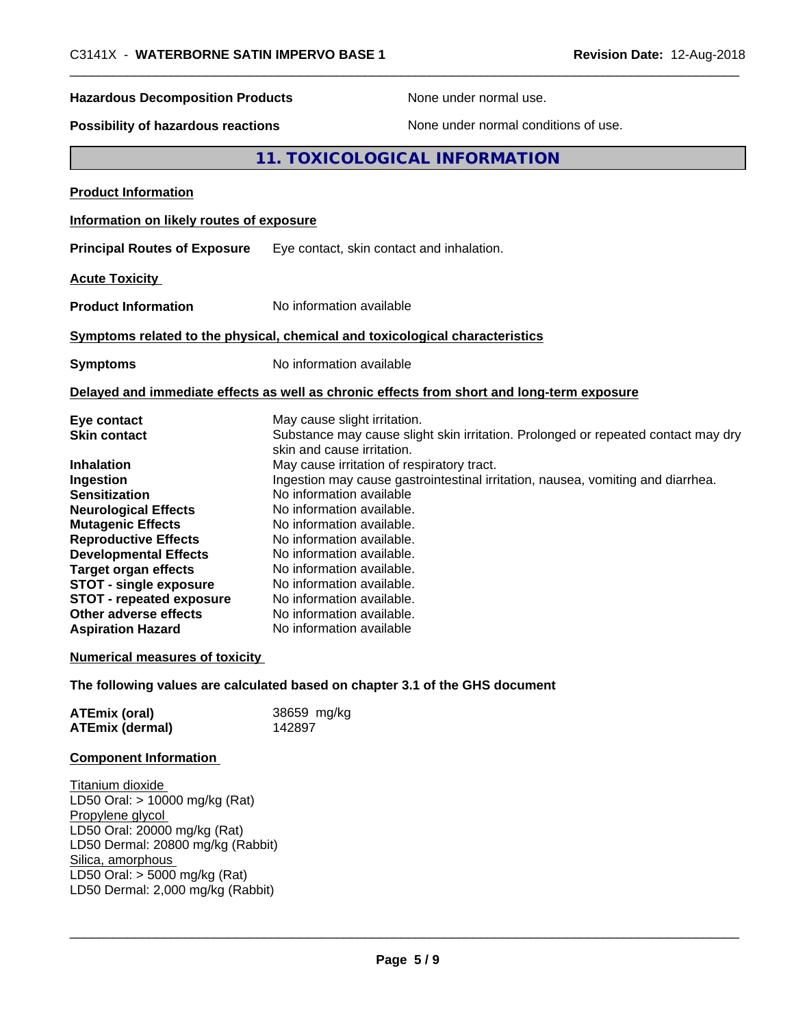| | |
|---|---|
| **Hazardous Decomposition Products** | None under normal use. |
| **Possibility of hazardous reactions** | None under normal conditions of use. |

## 11. TOXICOLOGICAL INFORMATION

**Product Information**

**Information on likely routes of exposure**

**Principal Routes of Exposure** Eye contact, skin contact and inhalation.

**Acute Toxicity**

**Product Information** No information available

**Symptoms related to the physical, chemical and toxicological characteristics**

**Symptoms** No information available

**Delayed and immediate effects as well as chronic effects from short and long-term exposure**

| | |
|---|---|
| **Eye contact** | May cause slight irritation. |
| **Skin contact** | Substance may cause slight skin irritation. Prolonged or repeated contact may dry skin and cause irritation. |
| **Inhalation** | May cause irritation of respiratory tract. |
| **Ingestion** | Ingestion may cause gastrointestinal irritation, nausea, vomiting and diarrhea. |
| **Sensitization** | No information available |
| **Neurological Effects** | No information available. |
| **Mutagenic Effects** | No information available. |
| **Reproductive Effects** | No information available. |
| **Developmental Effects** | No information available. |
| **Target organ effects** | No information available. |
| **STOT - single exposure** | No information available. |
| **STOT - repeated exposure** | No information available. |
| **Other adverse effects** | No information available. |
| **Aspiration Hazard** | No information available |

**Numerical measures of toxicity**

**The following values are calculated based on chapter 3.1 of the GHS document**

| | |
|---|---|
| **ATEmix (oral)** | 38659 mg/kg |
| **ATEmix (dermal)** | 142897 |

**Component Information**

Titanium dioxide
LD50 Oral: > 10000 mg/kg (Rat)
Propylene glycol
LD50 Oral: 20000 mg/kg (Rat)
LD50 Dermal: 20800 mg/kg (Rabbit)
Silica, amorphous
LD50 Oral: > 5000 mg/kg (Rat)
LD50 Dermal: 2,000 mg/kg (Rabbit)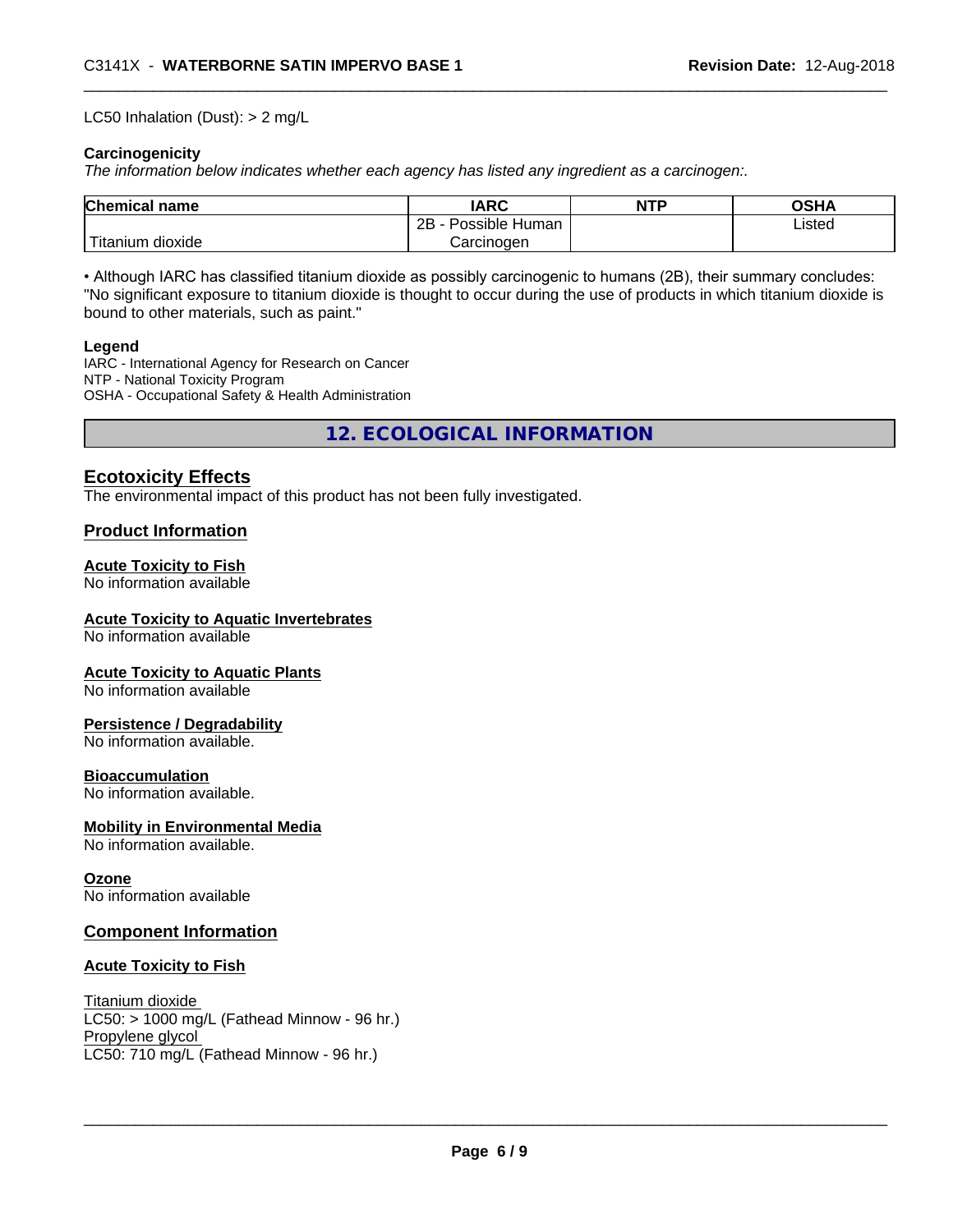LC50 Inhalation (Dust): > 2 mg/L

**Carcinogenicity**

*The information below indicates whether each agency has listed any ingredient as a carcinogen:.*

| Chemical name | IARC | NTP | OSHA |
|---|---|---|---|
| Titanium dioxide | 2B - Possible Human Carcinogen | | Listed |

• Although IARC has classified titanium dioxide as possibly carcinogenic to humans (2B), their summary concludes: "No significant exposure to titanium dioxide is thought to occur during the use of products in which titanium dioxide is bound to other materials, such as paint."

**Legend**

IARC - International Agency for Research on Cancer
NTP - National Toxicity Program
OSHA - Occupational Safety & Health Administration

## 12. ECOLOGICAL INFORMATION

### Ecotoxicity Effects

The environmental impact of this product has not been fully investigated.

### Product Information

**Acute Toxicity to Fish**
No information available

**Acute Toxicity to Aquatic Invertebrates**
No information available

**Acute Toxicity to Aquatic Plants**
No information available

**Persistence / Degradability**
No information available.

**Bioaccumulation**
No information available.

**Mobility in Environmental Media**
No information available.

**Ozone**
No information available

### Component Information

**Acute Toxicity to Fish**

Titanium dioxide
LC50: > 1000 mg/L (Fathead Minnow - 96 hr.)
Propylene glycol
LC50: 710 mg/L (Fathead Minnow - 96 hr.)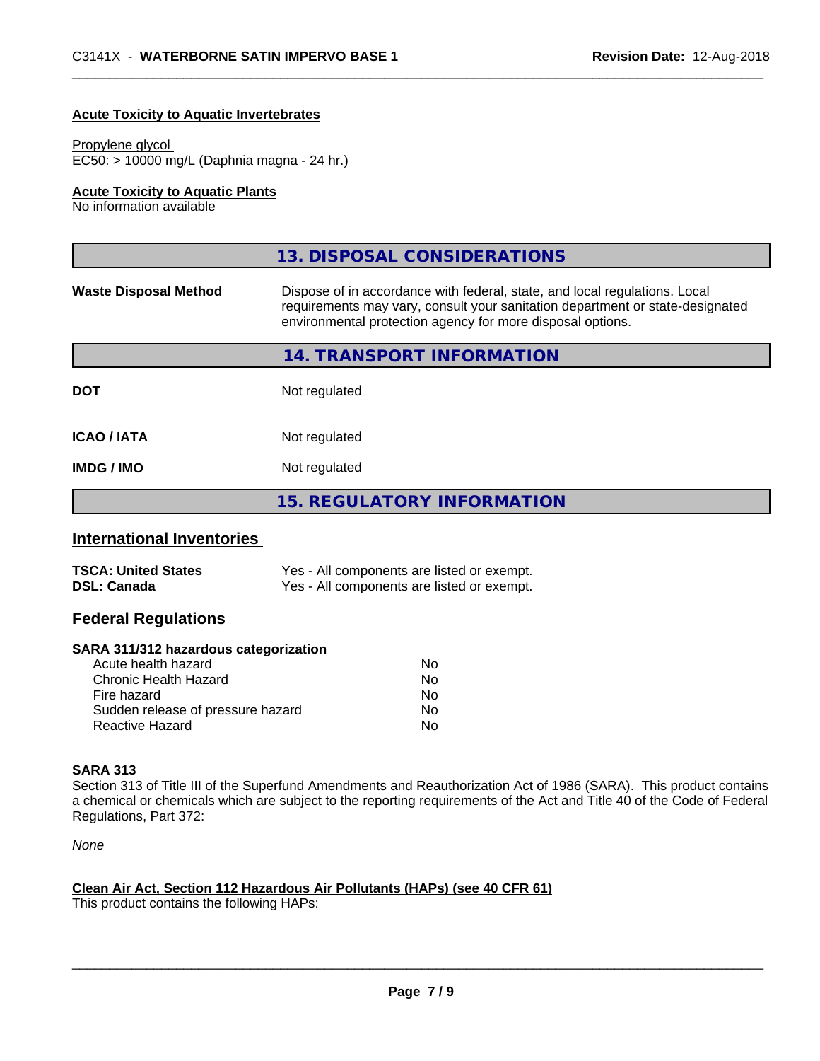#### Acute Toxicity to Aquatic Invertebrates

Propylene glycol
EC50: > 10000 mg/L (Daphnia magna - 24 hr.)

#### Acute Toxicity to Aquatic Plants

No information available

## 13. DISPOSAL CONSIDERATIONS

| | |
|---|---|
| **Waste Disposal Method** | Dispose of in accordance with federal, state, and local regulations. Local requirements may vary, consult your sanitation department or state-designated environmental protection agency for more disposal options. |

## 14. TRANSPORT INFORMATION

| | |
|---|---|
| **DOT** | Not regulated |
| **ICAO / IATA** | Not regulated |
| **IMDG / IMO** | Not regulated |

## 15. REGULATORY INFORMATION

### International Inventories

| | |
|---|---|
| **TSCA: United States** | Yes - All components are listed or exempt. |
| **DSL: Canada** | Yes - All components are listed or exempt. |

### Federal Regulations

#### SARA 311/312 hazardous categorization

| | |
|---|---|
| Acute health hazard | No |
| Chronic Health Hazard | No |
| Fire hazard | No |
| Sudden release of pressure hazard | No |
| Reactive Hazard | No |

#### SARA 313

Section 313 of Title III of the Superfund Amendments and Reauthorization Act of 1986 (SARA). This product contains a chemical or chemicals which are subject to the reporting requirements of the Act and Title 40 of the Code of Federal Regulations, Part 372:

*None*

#### Clean Air Act, Section 112 Hazardous Air Pollutants (HAPs) (see 40 CFR 61)

This product contains the following HAPs: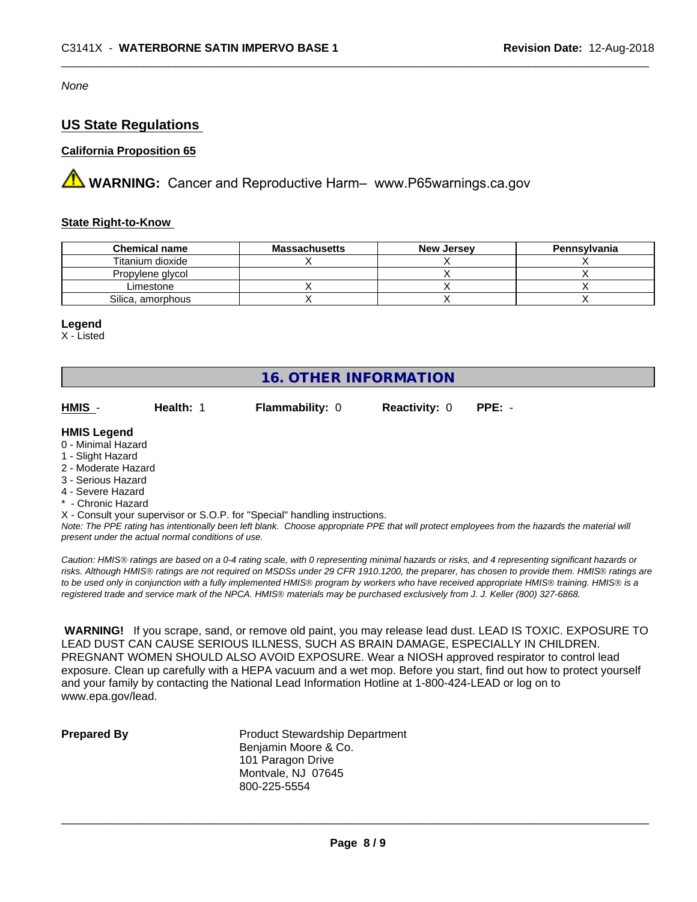*None*

## US State Regulations

### California Proposition 65

**WARNING:** Cancer and Reproductive Harm– www.P65warnings.ca.gov

### State Right-to-Know

| Chemical name | Massachusetts | New Jersey | Pennsylvania |
|---|---|---|---|
| Titanium dioxide | X | X | X |
| Propylene glycol | | X | X |
| Limestone | X | X | X |
| Silica, amorphous | X | X | X |

**Legend**
X - Listed

## 16. OTHER INFORMATION

**HMIS** - **Health:** 1 **Flammability:** 0 **Reactivity:** 0 **PPE:** -

**HMIS Legend**
0 - Minimal Hazard
1 - Slight Hazard
2 - Moderate Hazard
3 - Serious Hazard
4 - Severe Hazard
* - Chronic Hazard
X - Consult your supervisor or S.O.P. for "Special" handling instructions.
*Note: The PPE rating has intentionally been left blank. Choose appropriate PPE that will protect employees from the hazards the material will present under the actual normal conditions of use.*

*Caution: HMIS® ratings are based on a 0-4 rating scale, with 0 representing minimal hazards or risks, and 4 representing significant hazards or risks. Although HMIS® ratings are not required on MSDSs under 29 CFR 1910.1200, the preparer, has chosen to provide them. HMIS® ratings are to be used only in conjunction with a fully implemented HMIS® program by workers who have received appropriate HMIS® training. HMIS® is a registered trade and service mark of the NPCA. HMIS® materials may be purchased exclusively from J. J. Keller (800) 327-6868.*

**WARNING!** If you scrape, sand, or remove old paint, you may release lead dust. LEAD IS TOXIC. EXPOSURE TO LEAD DUST CAN CAUSE SERIOUS ILLNESS, SUCH AS BRAIN DAMAGE, ESPECIALLY IN CHILDREN. PREGNANT WOMEN SHOULD ALSO AVOID EXPOSURE. Wear a NIOSH approved respirator to control lead exposure. Clean up carefully with a HEPA vacuum and a wet mop. Before you start, find out how to protect yourself and your family by contacting the National Lead Information Hotline at 1-800-424-LEAD or log on to www.epa.gov/lead.

**Prepared By**

Product Stewardship Department
Benjamin Moore & Co.
101 Paragon Drive
Montvale, NJ 07645
800-225-5554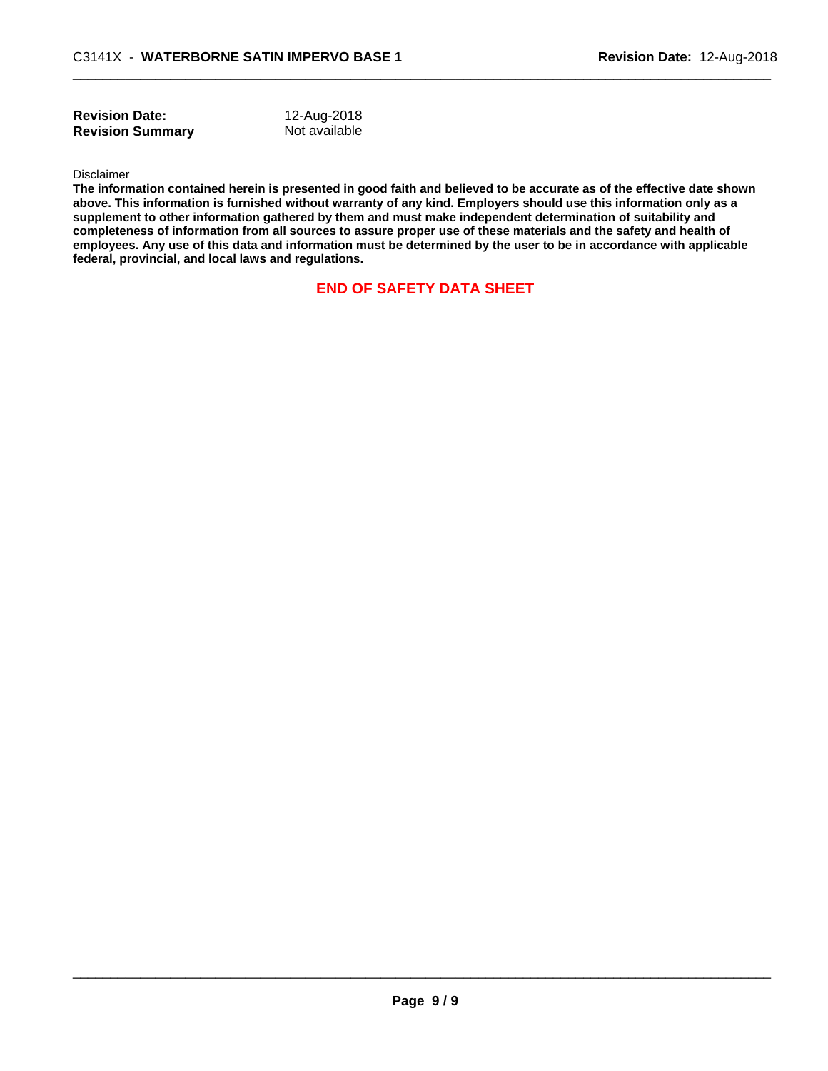**Revision Date:** 12-Aug-2018
**Revision Summary** Not available

Disclaimer

**The information contained herein is presented in good faith and believed to be accurate as of the effective date shown above. This information is furnished without warranty of any kind. Employers should use this information only as a supplement to other information gathered by them and must make independent determination of suitability and completeness of information from all sources to assure proper use of these materials and the safety and health of employees. Any use of this data and information must be determined by the user to be in accordance with applicable federal, provincial, and local laws and regulations.**

**END OF SAFETY DATA SHEET**